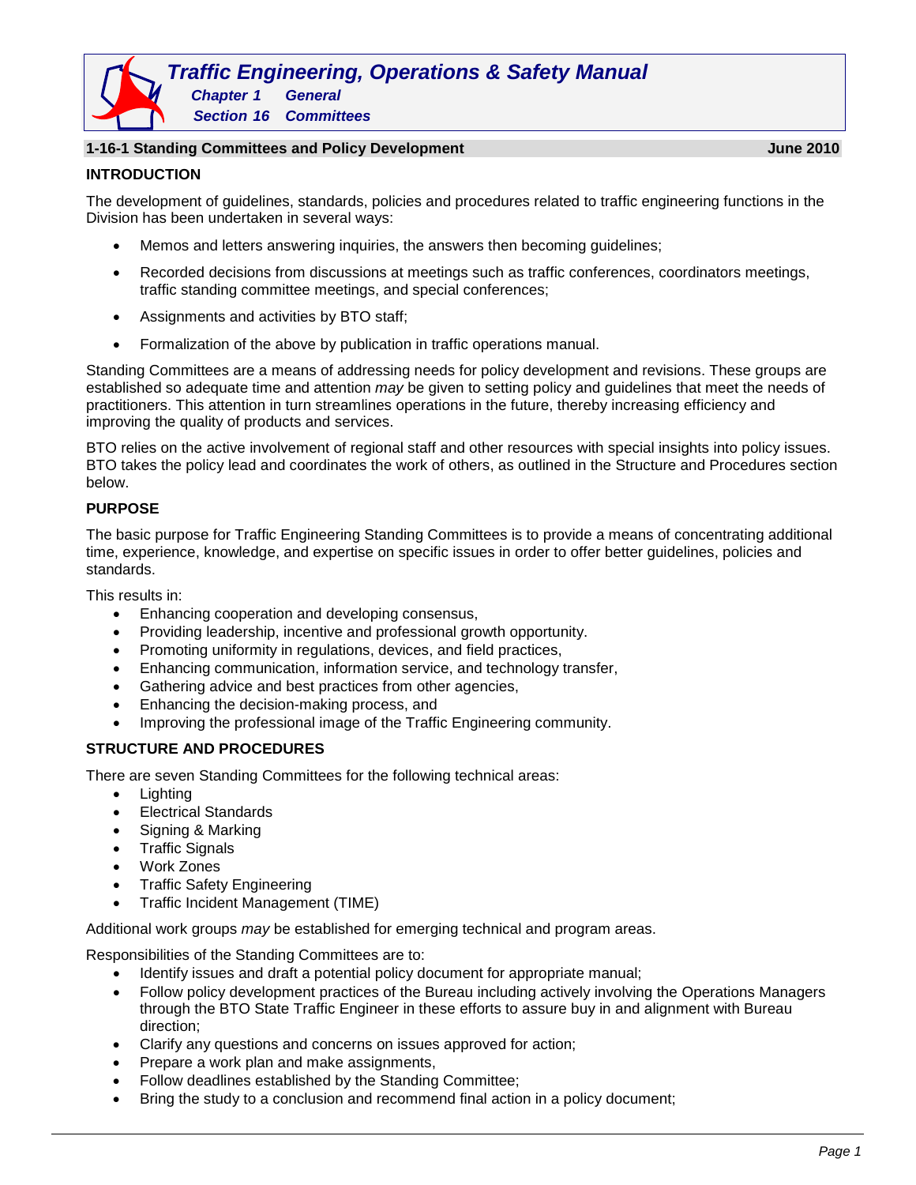# Traffic Engineering, Operations & Safety Manual

**Chapter 1 General**

**Section 16 Committees**

## 1-16-1 Standing Committees and Policy Development — June 2010

### INTRODUCTION

The development of guidelines, standards, policies and procedures related to traffic engineering functions in the Division has been undertaken in several ways:

- Memos and letters answering inquiries, the answers then becoming guidelines;
- Recorded decisions from discussions at meetings such as traffic conferences, coordinators meetings, traffic standing committee meetings, and special conferences;
- Assignments and activities by BTO staff;
- Formalization of the above by publication in traffic operations manual.

Standing Committees are a means of addressing needs for policy development and revisions. These groups are established so adequate time and attention *may* be given to setting policy and guidelines that meet the needs of practitioners. This attention in turn streamlines operations in the future, thereby increasing efficiency and improving the quality of products and services.

BTO relies on the active involvement of regional staff and other resources with special insights into policy issues. BTO takes the policy lead and coordinates the work of others, as outlined in the Structure and Procedures section below.

### PURPOSE

The basic purpose for Traffic Engineering Standing Committees is to provide a means of concentrating additional time, experience, knowledge, and expertise on specific issues in order to offer better guidelines, policies and standards.

This results in:

- Enhancing cooperation and developing consensus,
- Providing leadership, incentive and professional growth opportunity.
- Promoting uniformity in regulations, devices, and field practices,
- Enhancing communication, information service, and technology transfer,
- Gathering advice and best practices from other agencies,
- Enhancing the decision-making process, and
- Improving the professional image of the Traffic Engineering community.

### STRUCTURE AND PROCEDURES

There are seven Standing Committees for the following technical areas:

- Lighting
- Electrical Standards
- Signing & Marking
- Traffic Signals
- Work Zones
- Traffic Safety Engineering
- Traffic Incident Management (TIME)

Additional work groups *may* be established for emerging technical and program areas.

Responsibilities of the Standing Committees are to:

- Identify issues and draft a potential policy document for appropriate manual;
- Follow policy development practices of the Bureau including actively involving the Operations Managers through the BTO State Traffic Engineer in these efforts to assure buy in and alignment with Bureau direction;
- Clarify any questions and concerns on issues approved for action;
- Prepare a work plan and make assignments,
- Follow deadlines established by the Standing Committee;
- Bring the study to a conclusion and recommend final action in a policy document;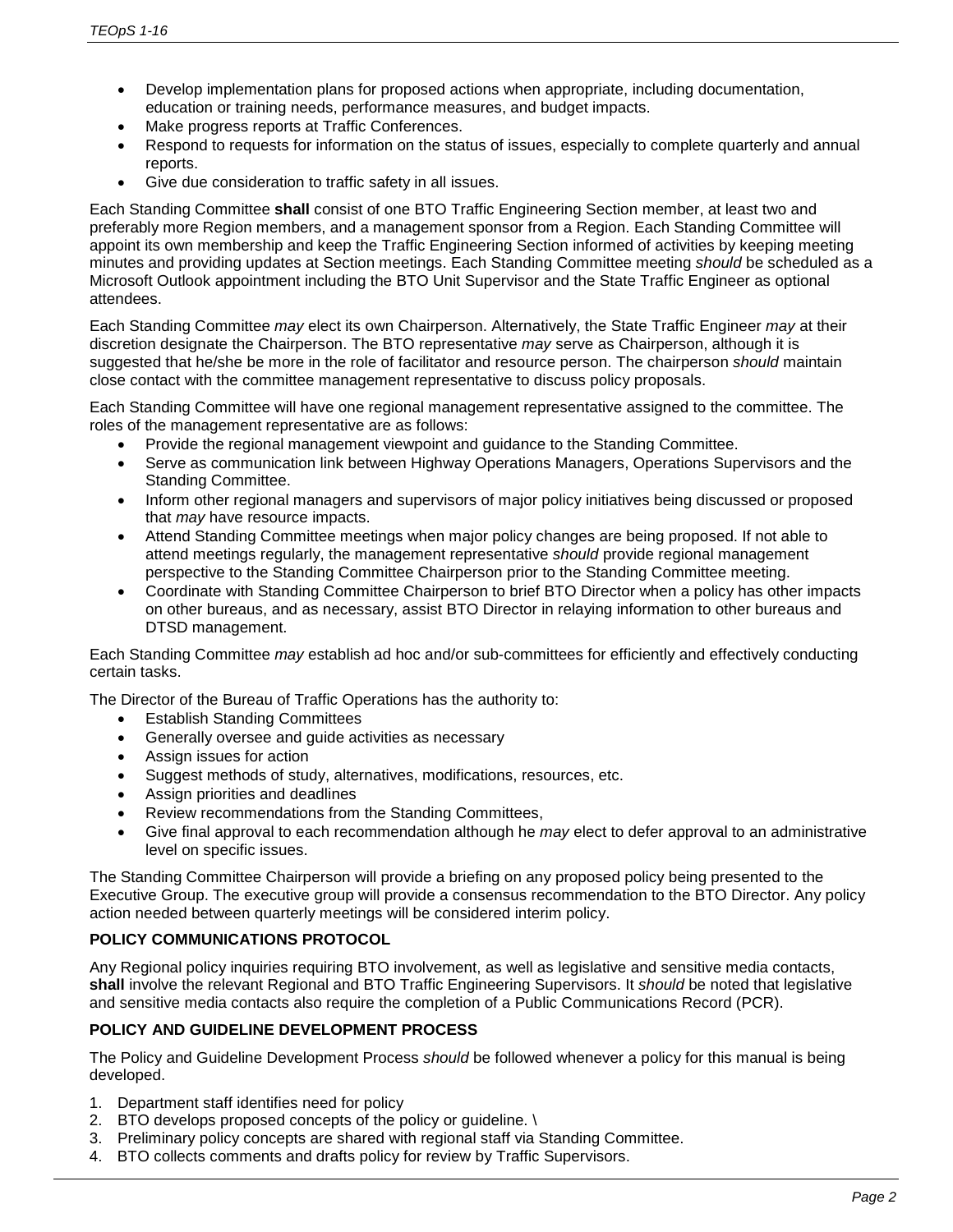- Develop implementation plans for proposed actions when appropriate, including documentation, education or training needs, performance measures, and budget impacts.
- Make progress reports at Traffic Conferences.
- Respond to requests for information on the status of issues, especially to complete quarterly and annual reports.
- Give due consideration to traffic safety in all issues.

Each Standing Committee **shall** consist of one BTO Traffic Engineering Section member, at least two and preferably more Region members, and a management sponsor from a Region. Each Standing Committee will appoint its own membership and keep the Traffic Engineering Section informed of activities by keeping meeting minutes and providing updates at Section meetings. Each Standing Committee meeting *should* be scheduled as a Microsoft Outlook appointment including the BTO Unit Supervisor and the State Traffic Engineer as optional attendees.

Each Standing Committee *may* elect its own Chairperson. Alternatively, the State Traffic Engineer *may* at their discretion designate the Chairperson. The BTO representative *may* serve as Chairperson, although it is suggested that he/she be more in the role of facilitator and resource person. The chairperson *should* maintain close contact with the committee management representative to discuss policy proposals.

Each Standing Committee will have one regional management representative assigned to the committee. The roles of the management representative are as follows:

- Provide the regional management viewpoint and guidance to the Standing Committee.
- Serve as communication link between Highway Operations Managers, Operations Supervisors and the Standing Committee.
- Inform other regional managers and supervisors of major policy initiatives being discussed or proposed that *may* have resource impacts.
- Attend Standing Committee meetings when major policy changes are being proposed. If not able to attend meetings regularly, the management representative *should* provide regional management perspective to the Standing Committee Chairperson prior to the Standing Committee meeting.
- Coordinate with Standing Committee Chairperson to brief BTO Director when a policy has other impacts on other bureaus, and as necessary, assist BTO Director in relaying information to other bureaus and DTSD management.

Each Standing Committee *may* establish ad hoc and/or sub-committees for efficiently and effectively conducting certain tasks.

The Director of the Bureau of Traffic Operations has the authority to:

- Establish Standing Committees
- Generally oversee and guide activities as necessary
- Assign issues for action
- Suggest methods of study, alternatives, modifications, resources, etc.
- Assign priorities and deadlines
- Review recommendations from the Standing Committees,
- Give final approval to each recommendation although he *may* elect to defer approval to an administrative level on specific issues.

The Standing Committee Chairperson will provide a briefing on any proposed policy being presented to the Executive Group. The executive group will provide a consensus recommendation to the BTO Director. Any policy action needed between quarterly meetings will be considered interim policy.

## POLICY COMMUNICATIONS PROTOCOL

Any Regional policy inquiries requiring BTO involvement, as well as legislative and sensitive media contacts, **shall** involve the relevant Regional and BTO Traffic Engineering Supervisors. It *should* be noted that legislative and sensitive media contacts also require the completion of a Public Communications Record (PCR).

## POLICY AND GUIDELINE DEVELOPMENT PROCESS

The Policy and Guideline Development Process *should* be followed whenever a policy for this manual is being developed.

1. Department staff identifies need for policy
2. BTO develops proposed concepts of the policy or guideline. \
3. Preliminary policy concepts are shared with regional staff via Standing Committee.
4. BTO collects comments and drafts policy for review by Traffic Supervisors.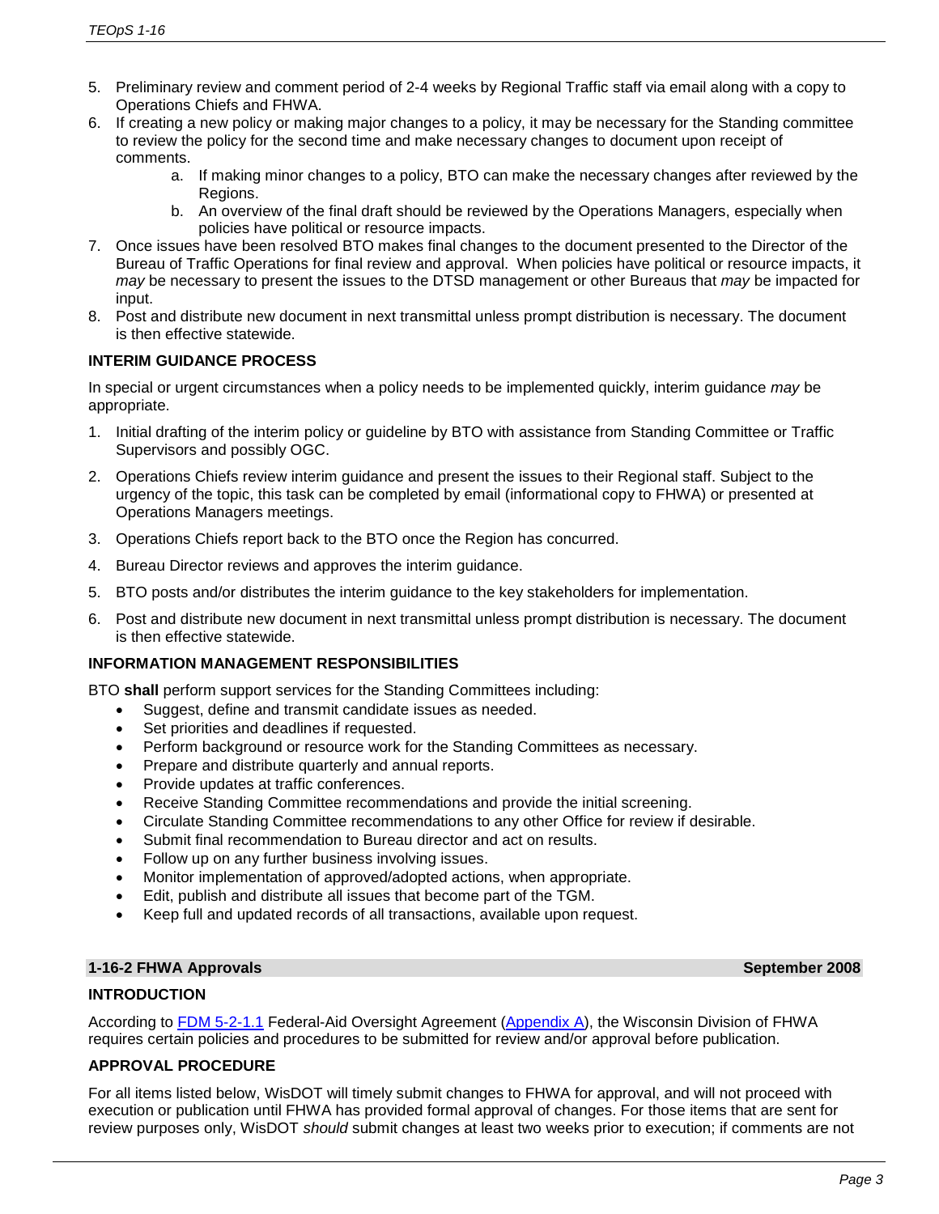5. Preliminary review and comment period of 2-4 weeks by Regional Traffic staff via email along with a copy to Operations Chiefs and FHWA.
6. If creating a new policy or making major changes to a policy, it may be necessary for the Standing committee to review the policy for the second time and make necessary changes to document upon receipt of comments.
    a. If making minor changes to a policy, BTO can make the necessary changes after reviewed by the Regions.
    b. An overview of the final draft should be reviewed by the Operations Managers, especially when policies have political or resource impacts.
7. Once issues have been resolved BTO makes final changes to the document presented to the Director of the Bureau of Traffic Operations for final review and approval. When policies have political or resource impacts, it *may* be necessary to present the issues to the DTSD management or other Bureaus that *may* be impacted for input.
8. Post and distribute new document in next transmittal unless prompt distribution is necessary. The document is then effective statewide.

**INTERIM GUIDANCE PROCESS**

In special or urgent circumstances when a policy needs to be implemented quickly, interim guidance *may* be appropriate.

1. Initial drafting of the interim policy or guideline by BTO with assistance from Standing Committee or Traffic Supervisors and possibly OGC.
2. Operations Chiefs review interim guidance and present the issues to their Regional staff. Subject to the urgency of the topic, this task can be completed by email (informational copy to FHWA) or presented at Operations Managers meetings.
3. Operations Chiefs report back to the BTO once the Region has concurred.
4. Bureau Director reviews and approves the interim guidance.
5. BTO posts and/or distributes the interim guidance to the key stakeholders for implementation.
6. Post and distribute new document in next transmittal unless prompt distribution is necessary. The document is then effective statewide.

**INFORMATION MANAGEMENT RESPONSIBILITIES**

BTO **shall** perform support services for the Standing Committees including:

- Suggest, define and transmit candidate issues as needed.
- Set priorities and deadlines if requested.
- Perform background or resource work for the Standing Committees as necessary.
- Prepare and distribute quarterly and annual reports.
- Provide updates at traffic conferences.
- Receive Standing Committee recommendations and provide the initial screening.
- Circulate Standing Committee recommendations to any other Office for review if desirable.
- Submit final recommendation to Bureau director and act on results.
- Follow up on any further business involving issues.
- Monitor implementation of approved/adopted actions, when appropriate.
- Edit, publish and distribute all issues that become part of the TGM.
- Keep full and updated records of all transactions, available upon request.

## 1-16-2 FHWA Approvals — September 2008

**INTRODUCTION**

According to FDM 5-2-1.1 Federal-Aid Oversight Agreement (Appendix A), the Wisconsin Division of FHWA requires certain policies and procedures to be submitted for review and/or approval before publication.

**APPROVAL PROCEDURE**

For all items listed below, WisDOT will timely submit changes to FHWA for approval, and will not proceed with execution or publication until FHWA has provided formal approval of changes. For those items that are sent for review purposes only, WisDOT *should* submit changes at least two weeks prior to execution; if comments are not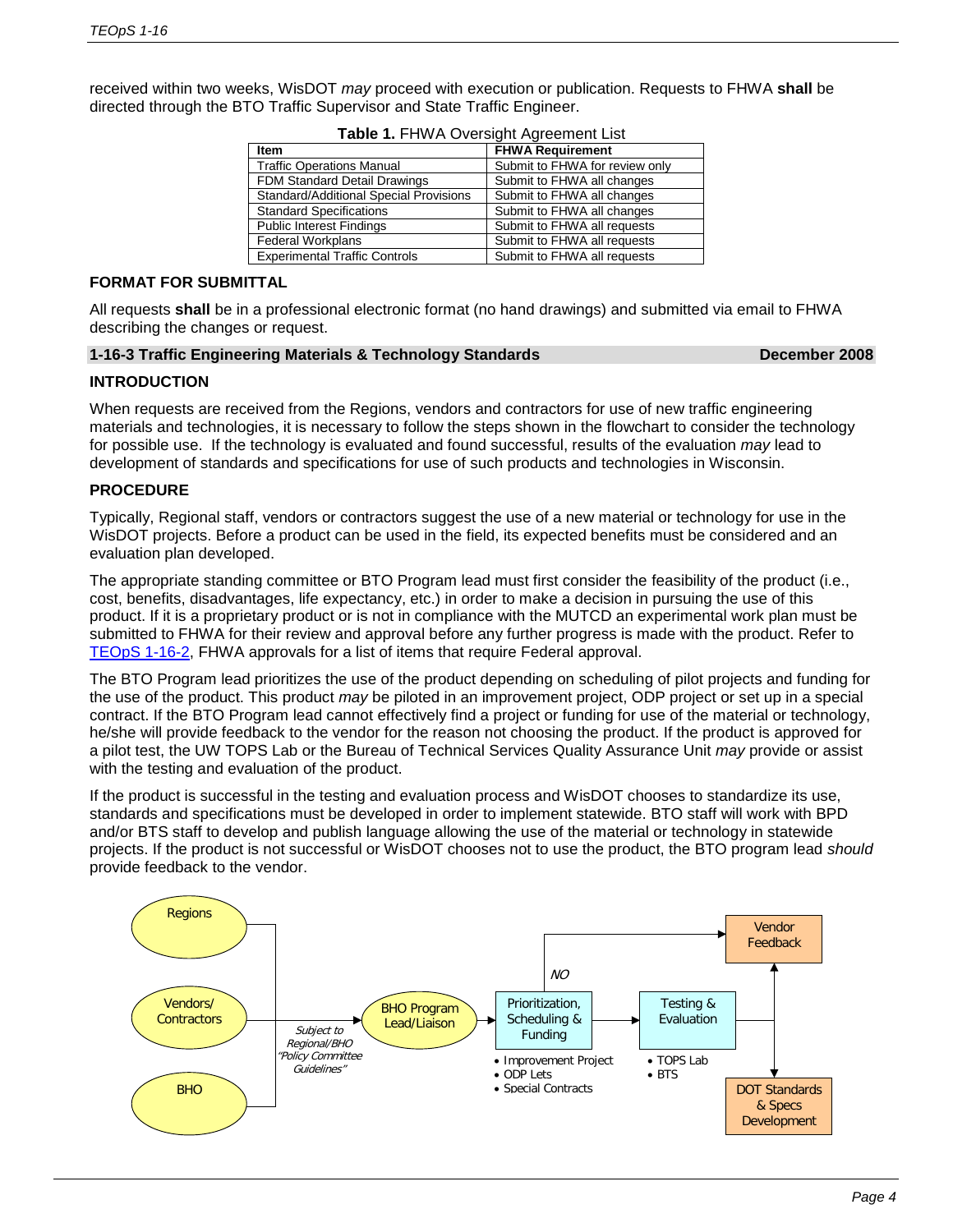received within two weeks, WisDOT *may* proceed with execution or publication. Requests to FHWA **shall** be directed through the BTO Traffic Supervisor and State Traffic Engineer.

**Table 1.** FHWA Oversight Agreement List

| Item | FHWA Requirement |
|---|---|
| Traffic Operations Manual | Submit to FHWA for review only |
| FDM Standard Detail Drawings | Submit to FHWA all changes |
| Standard/Additional Special Provisions | Submit to FHWA all changes |
| Standard Specifications | Submit to FHWA all changes |
| Public Interest Findings | Submit to FHWA all requests |
| Federal Workplans | Submit to FHWA all requests |
| Experimental Traffic Controls | Submit to FHWA all requests |

### FORMAT FOR SUBMITTAL

All requests **shall** be in a professional electronic format (no hand drawings) and submitted via email to FHWA describing the changes or request.

## 1-16-3 Traffic Engineering Materials & Technology Standards — December 2008

### INTRODUCTION

When requests are received from the Regions, vendors and contractors for use of new traffic engineering materials and technologies, it is necessary to follow the steps shown in the flowchart to consider the technology for possible use. If the technology is evaluated and found successful, results of the evaluation *may* lead to development of standards and specifications for use of such products and technologies in Wisconsin.

### PROCEDURE

Typically, Regional staff, vendors or contractors suggest the use of a new material or technology for use in the WisDOT projects. Before a product can be used in the field, its expected benefits must be considered and an evaluation plan developed.

The appropriate standing committee or BTO Program lead must first consider the feasibility of the product (i.e., cost, benefits, disadvantages, life expectancy, etc.) in order to make a decision in pursuing the use of this product. If it is a proprietary product or is not in compliance with the MUTCD an experimental work plan must be submitted to FHWA for their review and approval before any further progress is made with the product. Refer to TEOpS 1-16-2, FHWA approvals for a list of items that require Federal approval.

The BTO Program lead prioritizes the use of the product depending on scheduling of pilot projects and funding for the use of the product. This product *may* be piloted in an improvement project, ODP project or set up in a special contract. If the BTO Program lead cannot effectively find a project or funding for use of the material or technology, he/she will provide feedback to the vendor for the reason not choosing the product. If the product is approved for a pilot test, the UW TOPS Lab or the Bureau of Technical Services Quality Assurance Unit *may* provide or assist with the testing and evaluation of the product.

If the product is successful in the testing and evaluation process and WisDOT chooses to standardize its use, standards and specifications must be developed in order to implement statewide. BTO staff will work with BPD and/or BTS staff to develop and publish language allowing the use of the material or technology in statewide projects. If the product is not successful or WisDOT chooses not to use the product, the BTO program lead *should* provide feedback to the vendor.

Regions
Vendors/ Contractors
BHO
Subject to Regional/BHO "Policy Committee Guidelines"
BHO Program Lead/Liaison
Prioritization, Scheduling & Funding
- Improvement Project
- ODP Lets
- Special Contracts

NO
Vendor Feedback
Testing & Evaluation
- TOPS Lab
- BTS

DOT Standards & Specs Development